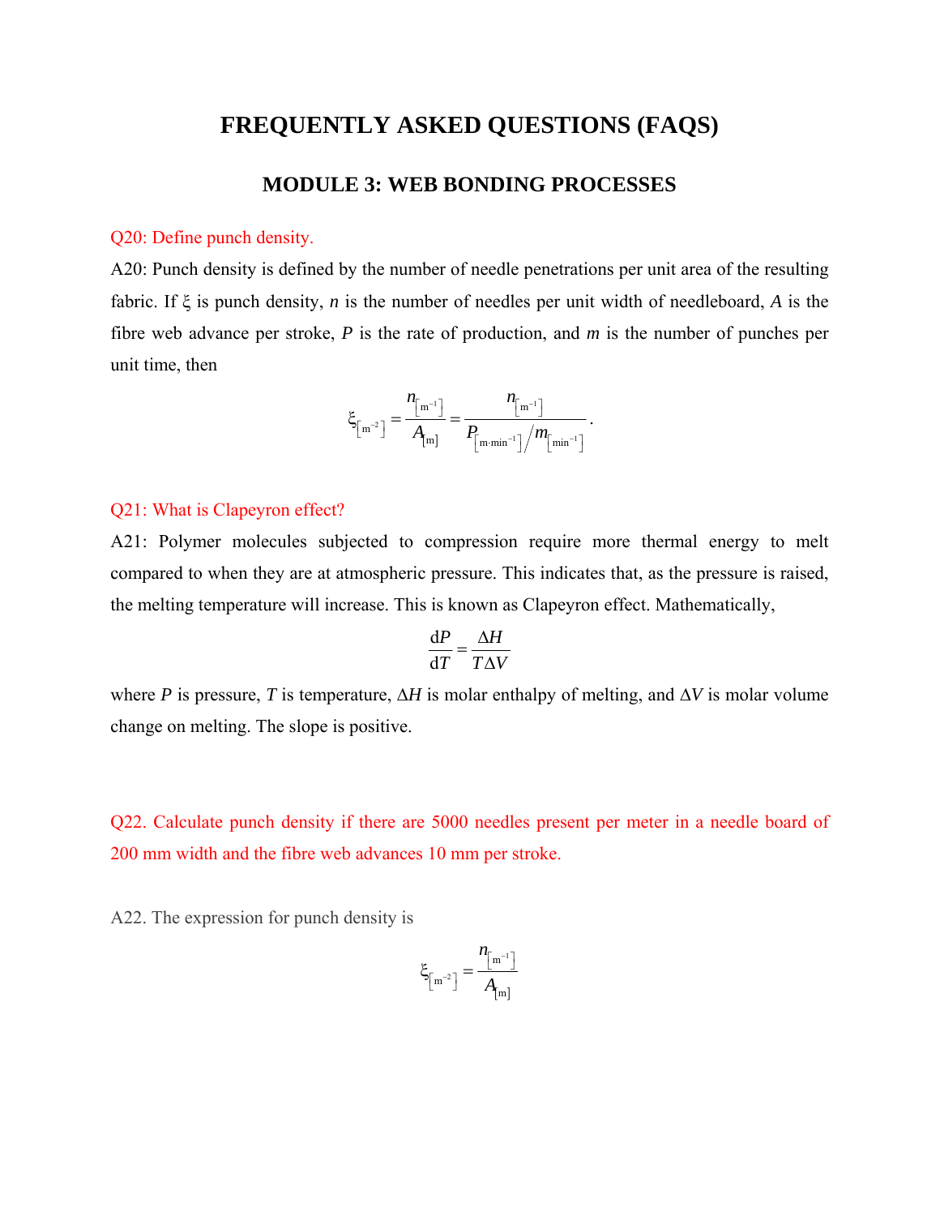# FREQUENTLY ASKED QUESTIONS (FAQS)

## MODULE 3: WEB BONDING PROCESSES

Q20: Define punch density.

A20: Punch density is defined by the number of needle penetrations per unit area of the resulting fabric. If $\xi$ is punch density, $n$ is the number of needles per unit width of needleboard, $A$ is the fibre web advance per stroke, $P$ is the rate of production, and $m$ is the number of punches per unit time, then

$$\xi_{\left[\mathrm{m}^{-2}\right]} = \frac{n_{\left[\mathrm{m}^{-1}\right]}}{A_{[\mathrm{m}]}} = \frac{n_{\left[\mathrm{m}^{-1}\right]}}{P_{\left[\mathrm{m \cdot min}^{-1}\right]} \big/ m_{\left[\mathrm{min}^{-1}\right]}}.$$

Q21: What is Clapeyron effect?

A21: Polymer molecules subjected to compression require more thermal energy to melt compared to when they are at atmospheric pressure. This indicates that, as the pressure is raised, the melting temperature will increase. This is known as Clapeyron effect. Mathematically,

$$\frac{\mathrm{d}P}{\mathrm{d}T} = \frac{\Delta H}{T \Delta V}$$

where $P$ is pressure, $T$ is temperature, $\Delta H$ is molar enthalpy of melting, and $\Delta V$ is molar volume change on melting. The slope is positive.

Q22. Calculate punch density if there are 5000 needles present per meter in a needle board of 200 mm width and the fibre web advances 10 mm per stroke.

A22. The expression for punch density is

$$\xi_{\left[\mathrm{m}^{-2}\right]} = \frac{n_{\left[\mathrm{m}^{-1}\right]}}{A_{[\mathrm{m}]}}$$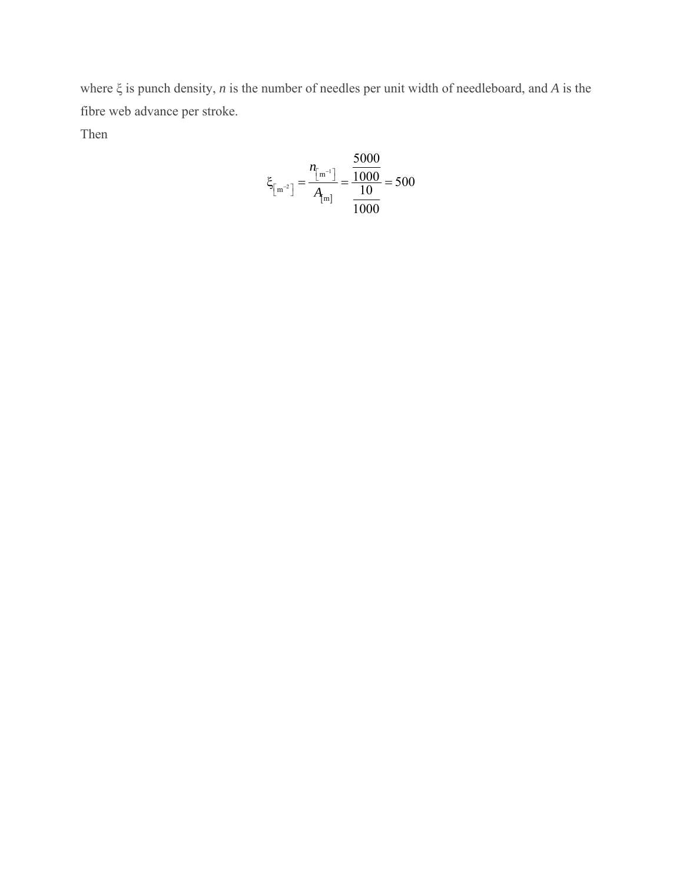where ξ is punch density, *n* is the number of needles per unit width of needleboard, and *A* is the fibre web advance per stroke.

Then

$$\xi_{\left[\mathrm{m}^{-2}\right]} = \frac{n_{\left[\mathrm{m}^{-1}\right]}}{A_{[\mathrm{m}]}} = \frac{\dfrac{5000}{1000}}{\dfrac{10}{1000}} = 500$$